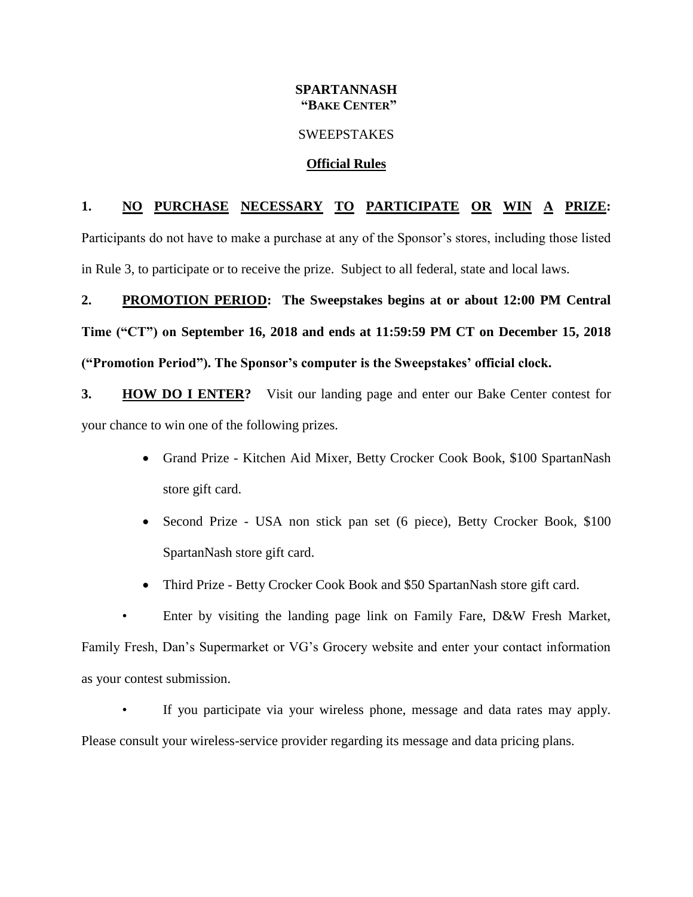**SPARTANNASH**
**"BAKE CENTER"**

SWEEPSTAKES

**Official Rules**

**1. NO PURCHASE NECESSARY TO PARTICIPATE OR WIN A PRIZE:** Participants do not have to make a purchase at any of the Sponsor's stores, including those listed in Rule 3, to participate or to receive the prize. Subject to all federal, state and local laws.

**2. PROMOTION PERIOD: The Sweepstakes begins at or about 12:00 PM Central Time ("CT") on September 16, 2018 and ends at 11:59:59 PM CT on December 15, 2018 ("Promotion Period"). The Sponsor's computer is the Sweepstakes' official clock.**

**3. HOW DO I ENTER?** Visit our landing page and enter our Bake Center contest for your chance to win one of the following prizes.

- Grand Prize - Kitchen Aid Mixer, Betty Crocker Cook Book, $100 SpartanNash store gift card.
- Second Prize - USA non stick pan set (6 piece), Betty Crocker Book, $100 SpartanNash store gift card.
- Third Prize - Betty Crocker Cook Book and $50 SpartanNash store gift card.

- Enter by visiting the landing page link on Family Fare, D&W Fresh Market, Family Fresh, Dan's Supermarket or VG's Grocery website and enter your contact information as your contest submission.
- If you participate via your wireless phone, message and data rates may apply. Please consult your wireless-service provider regarding its message and data pricing plans.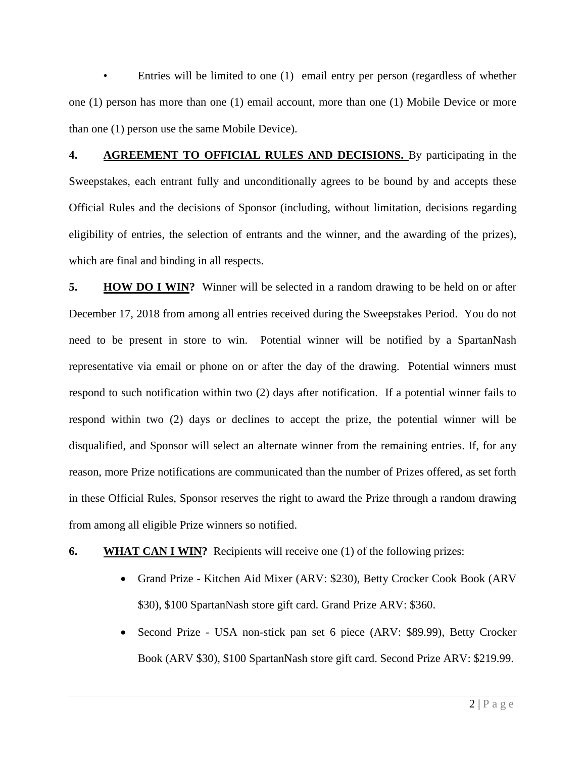- Entries will be limited to one (1) email entry per person (regardless of whether one (1) person has more than one (1) email account, more than one (1) Mobile Device or more than one (1) person use the same Mobile Device).

**4. AGREEMENT TO OFFICIAL RULES AND DECISIONS.** By participating in the Sweepstakes, each entrant fully and unconditionally agrees to be bound by and accepts these Official Rules and the decisions of Sponsor (including, without limitation, decisions regarding eligibility of entries, the selection of entrants and the winner, and the awarding of the prizes), which are final and binding in all respects.

**5. HOW DO I WIN?** Winner will be selected in a random drawing to be held on or after December 17, 2018 from among all entries received during the Sweepstakes Period. You do not need to be present in store to win. Potential winner will be notified by a SpartanNash representative via email or phone on or after the day of the drawing. Potential winners must respond to such notification within two (2) days after notification. If a potential winner fails to respond within two (2) days or declines to accept the prize, the potential winner will be disqualified, and Sponsor will select an alternate winner from the remaining entries. If, for any reason, more Prize notifications are communicated than the number of Prizes offered, as set forth in these Official Rules, Sponsor reserves the right to award the Prize through a random drawing from among all eligible Prize winners so notified.

**6. WHAT CAN I WIN?** Recipients will receive one (1) of the following prizes:

- Grand Prize - Kitchen Aid Mixer (ARV: $230), Betty Crocker Cook Book (ARV $30), $100 SpartanNash store gift card. Grand Prize ARV: $360.
- Second Prize - USA non-stick pan set 6 piece (ARV: $89.99), Betty Crocker Book (ARV $30), $100 SpartanNash store gift card. Second Prize ARV: $219.99.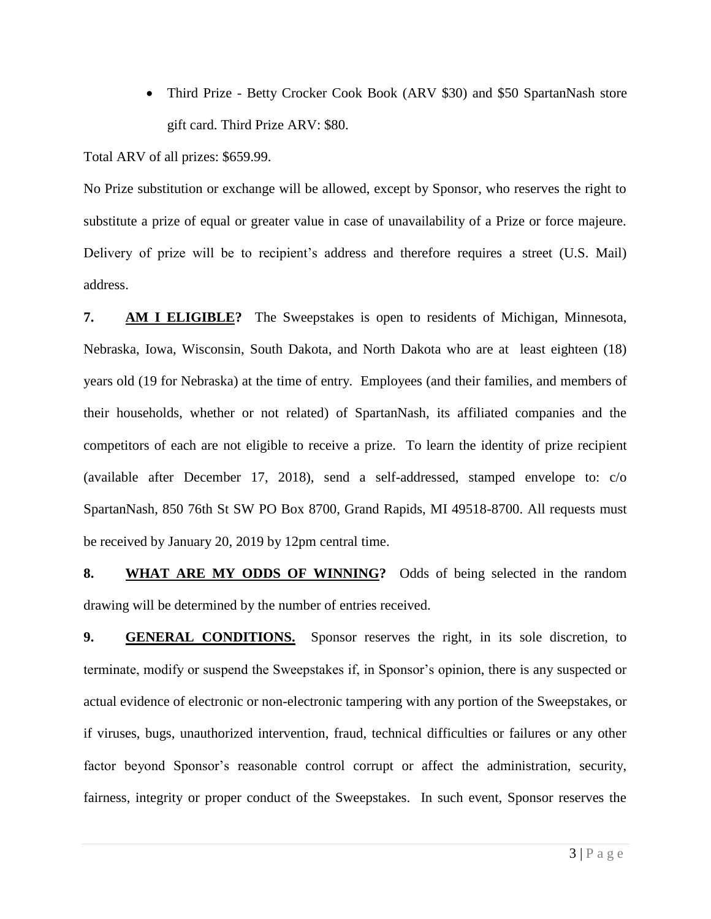- Third Prize - Betty Crocker Cook Book (ARV $30) and $50 SpartanNash store gift card. Third Prize ARV: $80.

Total ARV of all prizes: $659.99.

No Prize substitution or exchange will be allowed, except by Sponsor, who reserves the right to substitute a prize of equal or greater value in case of unavailability of a Prize or force majeure. Delivery of prize will be to recipient's address and therefore requires a street (U.S. Mail) address.

**7. AM I ELIGIBLE?** The Sweepstakes is open to residents of Michigan, Minnesota, Nebraska, Iowa, Wisconsin, South Dakota, and North Dakota who are at least eighteen (18) years old (19 for Nebraska) at the time of entry. Employees (and their families, and members of their households, whether or not related) of SpartanNash, its affiliated companies and the competitors of each are not eligible to receive a prize. To learn the identity of prize recipient (available after December 17, 2018), send a self-addressed, stamped envelope to: c/o SpartanNash, 850 76th St SW PO Box 8700, Grand Rapids, MI 49518-8700. All requests must be received by January 20, 2019 by 12pm central time.

**8. WHAT ARE MY ODDS OF WINNING?** Odds of being selected in the random drawing will be determined by the number of entries received.

**9. GENERAL CONDITIONS.** Sponsor reserves the right, in its sole discretion, to terminate, modify or suspend the Sweepstakes if, in Sponsor's opinion, there is any suspected or actual evidence of electronic or non-electronic tampering with any portion of the Sweepstakes, or if viruses, bugs, unauthorized intervention, fraud, technical difficulties or failures or any other factor beyond Sponsor's reasonable control corrupt or affect the administration, security, fairness, integrity or proper conduct of the Sweepstakes. In such event, Sponsor reserves the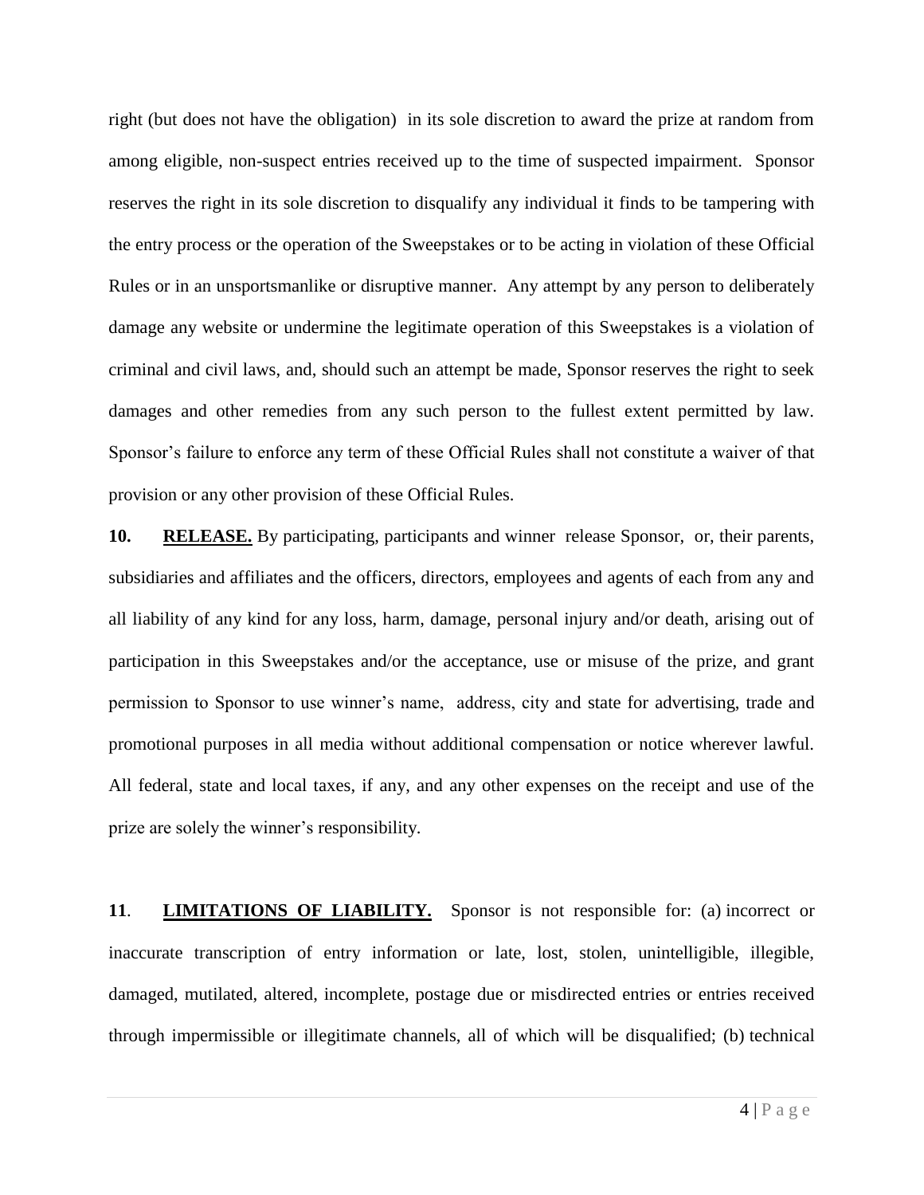right (but does not have the obligation) in its sole discretion to award the prize at random from among eligible, non-suspect entries received up to the time of suspected impairment. Sponsor reserves the right in its sole discretion to disqualify any individual it finds to be tampering with the entry process or the operation of the Sweepstakes or to be acting in violation of these Official Rules or in an unsportsmanlike or disruptive manner. Any attempt by any person to deliberately damage any website or undermine the legitimate operation of this Sweepstakes is a violation of criminal and civil laws, and, should such an attempt be made, Sponsor reserves the right to seek damages and other remedies from any such person to the fullest extent permitted by law. Sponsor's failure to enforce any term of these Official Rules shall not constitute a waiver of that provision or any other provision of these Official Rules.

**10. RELEASE.** By participating, participants and winner release Sponsor, or, their parents, subsidiaries and affiliates and the officers, directors, employees and agents of each from any and all liability of any kind for any loss, harm, damage, personal injury and/or death, arising out of participation in this Sweepstakes and/or the acceptance, use or misuse of the prize, and grant permission to Sponsor to use winner's name, address, city and state for advertising, trade and promotional purposes in all media without additional compensation or notice wherever lawful. All federal, state and local taxes, if any, and any other expenses on the receipt and use of the prize are solely the winner's responsibility.

**11. LIMITATIONS OF LIABILITY.** Sponsor is not responsible for: (a) incorrect or inaccurate transcription of entry information or late, lost, stolen, unintelligible, illegible, damaged, mutilated, altered, incomplete, postage due or misdirected entries or entries received through impermissible or illegitimate channels, all of which will be disqualified; (b) technical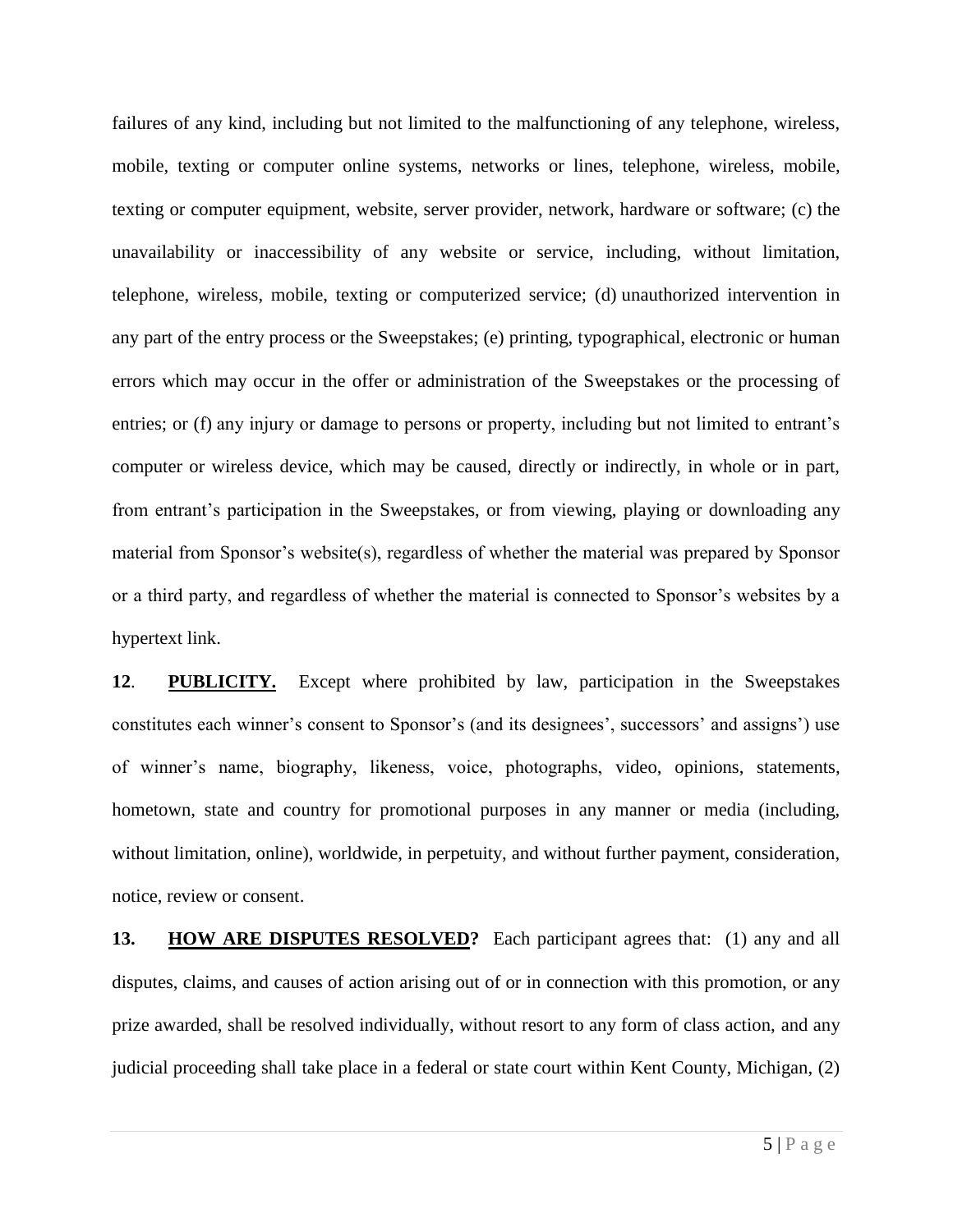failures of any kind, including but not limited to the malfunctioning of any telephone, wireless, mobile, texting or computer online systems, networks or lines, telephone, wireless, mobile, texting or computer equipment, website, server provider, network, hardware or software; (c) the unavailability or inaccessibility of any website or service, including, without limitation, telephone, wireless, mobile, texting or computerized service; (d) unauthorized intervention in any part of the entry process or the Sweepstakes; (e) printing, typographical, electronic or human errors which may occur in the offer or administration of the Sweepstakes or the processing of entries; or (f) any injury or damage to persons or property, including but not limited to entrant's computer or wireless device, which may be caused, directly or indirectly, in whole or in part, from entrant's participation in the Sweepstakes, or from viewing, playing or downloading any material from Sponsor's website(s), regardless of whether the material was prepared by Sponsor or a third party, and regardless of whether the material is connected to Sponsor's websites by a hypertext link.

**12**. **PUBLICITY.** Except where prohibited by law, participation in the Sweepstakes constitutes each winner's consent to Sponsor's (and its designees', successors' and assigns') use of winner's name, biography, likeness, voice, photographs, video, opinions, statements, hometown, state and country for promotional purposes in any manner or media (including, without limitation, online), worldwide, in perpetuity, and without further payment, consideration, notice, review or consent.

**13.** **HOW ARE DISPUTES RESOLVED?** Each participant agrees that: (1) any and all disputes, claims, and causes of action arising out of or in connection with this promotion, or any prize awarded, shall be resolved individually, without resort to any form of class action, and any judicial proceeding shall take place in a federal or state court within Kent County, Michigan, (2)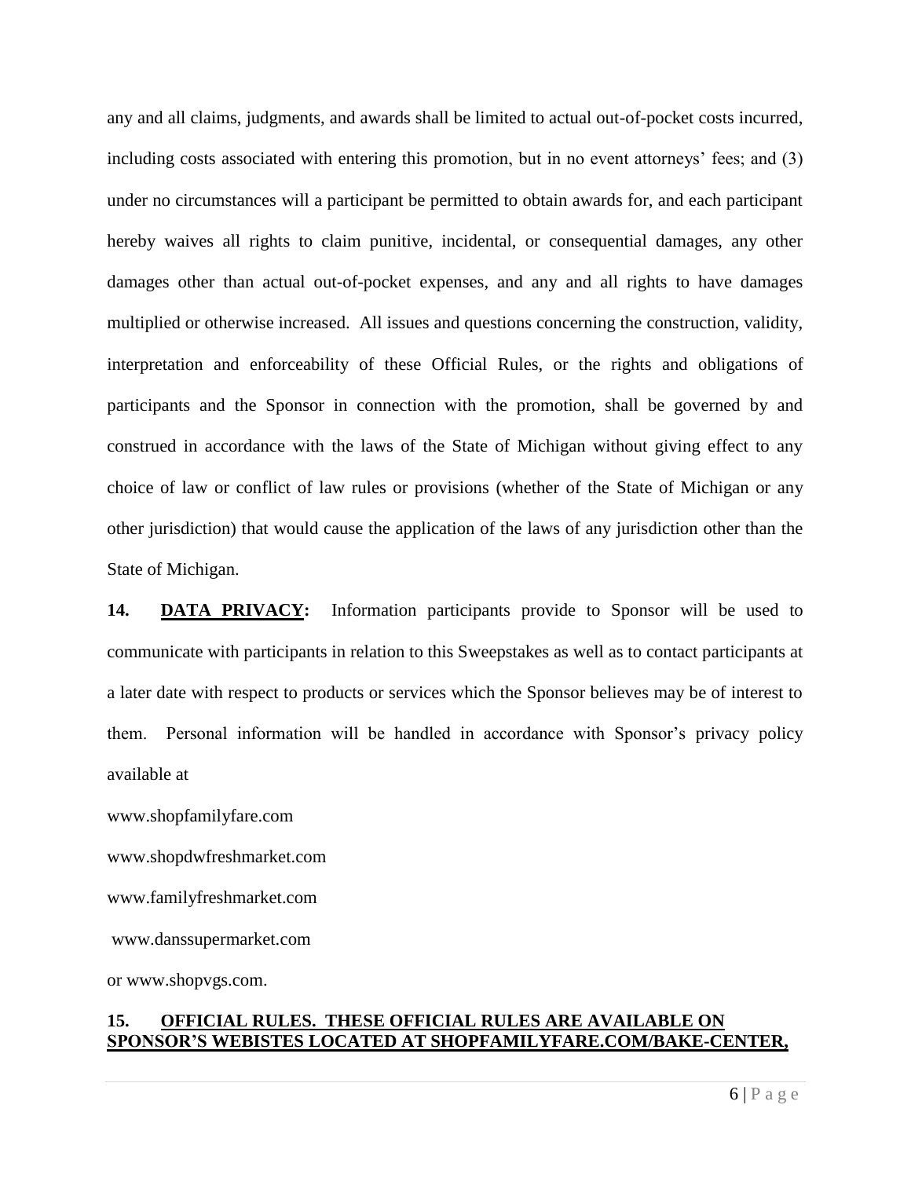any and all claims, judgments, and awards shall be limited to actual out-of-pocket costs incurred, including costs associated with entering this promotion, but in no event attorneys' fees; and (3) under no circumstances will a participant be permitted to obtain awards for, and each participant hereby waives all rights to claim punitive, incidental, or consequential damages, any other damages other than actual out-of-pocket expenses, and any and all rights to have damages multiplied or otherwise increased. All issues and questions concerning the construction, validity, interpretation and enforceability of these Official Rules, or the rights and obligations of participants and the Sponsor in connection with the promotion, shall be governed by and construed in accordance with the laws of the State of Michigan without giving effect to any choice of law or conflict of law rules or provisions (whether of the State of Michigan or any other jurisdiction) that would cause the application of the laws of any jurisdiction other than the State of Michigan.

**14. <u>DATA PRIVACY</u>:** Information participants provide to Sponsor will be used to communicate with participants in relation to this Sweepstakes as well as to contact participants at a later date with respect to products or services which the Sponsor believes may be of interest to them. Personal information will be handled in accordance with Sponsor's privacy policy available at

www.shopfamilyfare.com

www.shopdwfreshmarket.com

www.familyfreshmarket.com

www.danssupermarket.com

or www.shopvgs.com.

**15. <u>OFFICIAL RULES. THESE OFFICIAL RULES ARE AVAILABLE ON SPONSOR'S WEBISTES LOCATED AT SHOPFAMILYFARE.COM/BAKE-CENTER,</u>**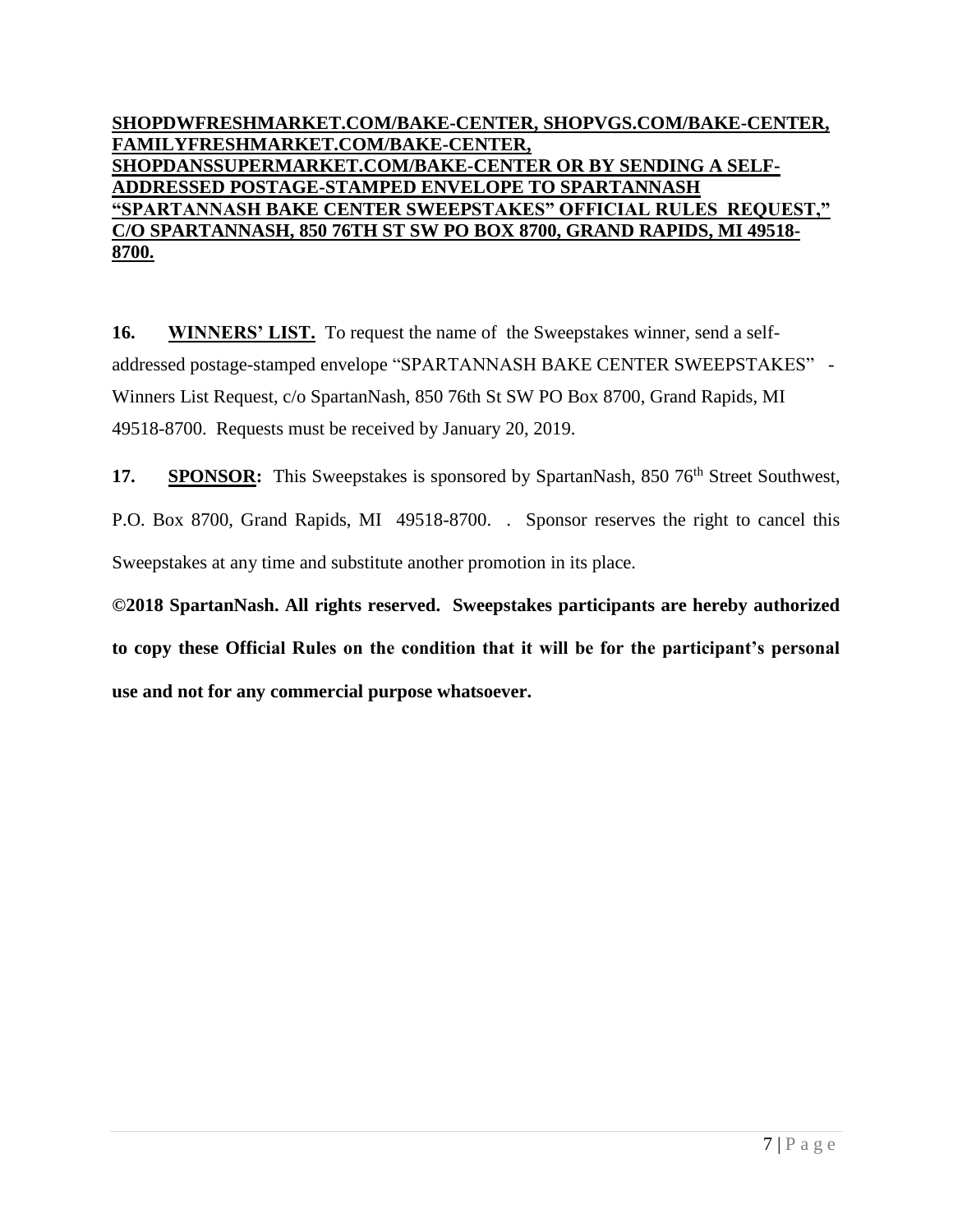**SHOPDWFRESHMARKET.COM/BAKE-CENTER, SHOPVGS.COM/BAKE-CENTER, FAMILYFRESHMARKET.COM/BAKE-CENTER, SHOPDANSSUPERMARKET.COM/BAKE-CENTER OR BY SENDING A SELF-ADDRESSED POSTAGE-STAMPED ENVELOPE TO SPARTANNASH "SPARTANNASH BAKE CENTER SWEEPSTAKES" OFFICIAL RULES REQUEST," C/O SPARTANNASH, 850 76TH ST SW PO BOX 8700, GRAND RAPIDS, MI 49518-8700.**

**16. WINNERS' LIST.** To request the name of the Sweepstakes winner, send a self-addressed postage-stamped envelope "SPARTANNASH BAKE CENTER SWEEPSTAKES" - Winners List Request, c/o SpartanNash, 850 76th St SW PO Box 8700, Grand Rapids, MI 49518-8700. Requests must be received by January 20, 2019.

**17. SPONSOR:** This Sweepstakes is sponsored by SpartanNash, 850 76th Street Southwest, P.O. Box 8700, Grand Rapids, MI 49518-8700. . Sponsor reserves the right to cancel this Sweepstakes at any time and substitute another promotion in its place.

**©2018 SpartanNash. All rights reserved. Sweepstakes participants are hereby authorized to copy these Official Rules on the condition that it will be for the participant's personal use and not for any commercial purpose whatsoever.**